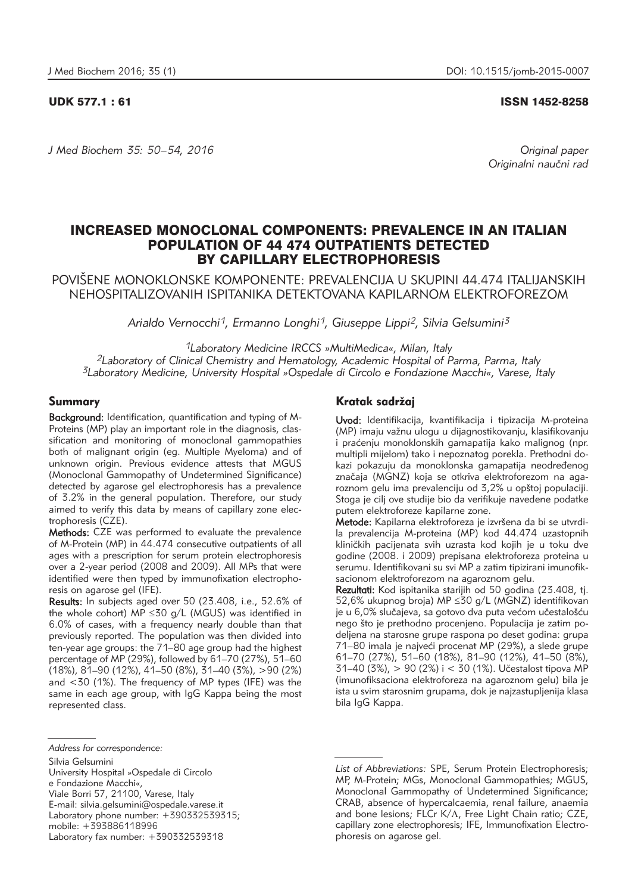UDK 577.1 : 61

ISSN 1452-8258

*Original paper*
*Originalni naučni rad*

# INCREASED MONOCLONAL COMPONENTS: PREVALENCE IN AN ITALIAN POPULATION OF 44 474 OUTPATIENTS DETECTED BY CAPILLARY ELECTROPHORESIS

## POVIŠENE MONOKLONSKE KOMPONENTE: PREVALENCIJA U SKUPINI 44.474 ITALIJANSKIH NEHOSPITALIZOVANIH ISPITANIKA DETEKTOVANA KAPILARNOM ELEKTROFOREZOM

*Arialdo Vernocchi[1], Ermanno Longhi[1], Giuseppe Lippi[2], Silvia Gelsumini[3]*

[1]*Laboratory Medicine IRCCS »MultiMedica«, Milan, Italy*
[2]*Laboratory of Clinical Chemistry and Hematology, Academic Hospital of Parma, Parma, Italy*
[3]*Laboratory Medicine, University Hospital »Ospedale di Circolo e Fondazione Macchi«, Varese, Italy*

### Summary

**Background:** Identification, quantification and typing of M-Proteins (MP) play an important role in the diagnosis, classification and monitoring of monoclonal gammopathies both of malignant origin (eg. Multiple Myeloma) and of unknown origin. Previous evidence attests that MGUS (Monoclonal Gammopathy of Undetermined Significance) detected by agarose gel electrophoresis has a prevalence of 3.2% in the general population. Therefore, our study aimed to verify this data by means of capillary zone electrophoresis (CZE).

**Methods:** CZE was performed to evaluate the prevalence of M-Protein (MP) in 44.474 consecutive outpatients of all ages with a prescription for serum protein electrophoresis over a 2-year period (2008 and 2009). All MPs that were identified were then typed by immunofixation electrophoresis on agarose gel (IFE).

**Results:** In subjects aged over 50 (23.408, i.e., 52.6% of the whole cohort) MP ≤30 g/L (MGUS) was identified in 6.0% of cases, with a frequency nearly double than that previously reported. The population was then divided into ten-year age groups: the 71–80 age group had the highest percentage of MP (29%), followed by 61–70 (27%), 51–60 (18%), 81–90 (12%), 41–50 (8%), 31–40 (3%), >90 (2%) and <30 (1%). The frequency of MP types (IFE) was the same in each age group, with IgG Kappa being the most represented class.

### Kratak sadržaj

**Uvod:** Identifikacija, kvantifikacija i tipizacija M-proteina (MP) imaju važnu ulogu u dijagnostikovanju, klasifikovanju i praćenju monoklonskih gamapatija kako malignog (npr. multipli mijelom) tako i nepoznatog porekla. Prethodni dokazi pokazuju da monoklonska gamapatija neodređenog značaja (MGNZ) koja se otkriva elektroforezom na agaroznom gelu ima prevalenciju od 3,2% u opštoj populaciji. Stoga je cilj ove studije bio da verifikuje navedene podatke putem elektroforeze kapilarne zone.

**Metode:** Kapilarna elektroforeza je izvršena da bi se utvrdila prevalencija M-proteina (MP) kod 44.474 uzastopnih kliničkih pacijenata svih uzrasta kod kojih je u toku dve godine (2008. i 2009) prepisana elektroforeza proteina u serumu. Identifikovani su svi MP a zatim tipizirani imunofiksacionom elektroforezom na agaroznom gelu.

**Rezultati:** Kod ispitanika starijih od 50 godina (23.408, tj. 52,6% ukupnog broja) MP ≤30 g/L (MGNZ) identifikovan je u 6,0% slučajeva, sa gotovo dva puta većom učestalošću nego što je prethodno procenjeno. Populacija je zatim podeljena na starosne grupe raspona po deset godina: grupa 71–80 imala je najveći procenat MP (29%), a slede grupe 61–70 (27%), 51–60 (18%), 81–90 (12%), 41–50 (8%), 31–40 (3%), > 90 (2%) i < 30 (1%). Učestalost tipova MP (imunofiksaciona elektroforeza na agaroznom gelu) bila je ista u svim starosnim grupama, dok je najzastupljenija klasa bila IgG Kappa.

*Address for correspondence:*

Silvia Gelsumini
University Hospital »Ospedale di Circolo e Fondazione Macchi«,
Viale Borri 57, 21100, Varese, Italy
E-mail: silvia.gelsumini@ospedale.varese.it
Laboratory phone number: +390332539315;
mobile: +393886118996
Laboratory fax number: +390332539318

*List of Abbreviations:* SPE, Serum Protein Electrophoresis; MP, M-Protein; MGs, Monoclonal Gammopathies; MGUS, Monoclonal Gammopathy of Undetermined Significance; CRAB, absence of hypercalcaemia, renal failure, anaemia and bone lesions; FLCr K/Λ, Free Light Chain ratio; CZE, capillary zone electrophoresis; IFE, Immunofixation Electrophoresis on agarose gel.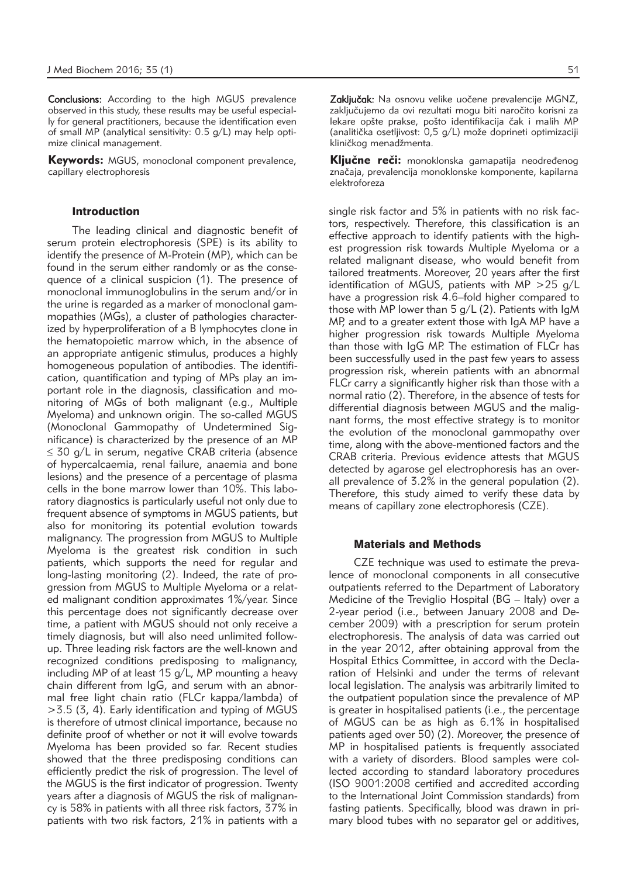**Conclusions:** According to the high MGUS prevalence observed in this study, these results may be useful especially for general practitioners, because the identification even of small MP (analytical sensitivity: 0.5 g/L) may help optimize clinical management.

**Keywords:** MGUS, monoclonal component prevalence, capillary electrophoresis

**Zaključak:** Na osnovu velike uočene prevalencije MGNZ, zaključujemo da ovi rezultati mogu biti naročito korisni za lekare opšte prakse, pošto identifikacija čak i malih MP (analitička osetljivost: 0,5 g/L) može doprineti optimizaciji kliničkog menadžmenta.

**Ključne reči:** monoklonska gamapatija neodređenog značaja, prevalencija monoklonske komponente, kapilarna elektroforeza

## Introduction

The leading clinical and diagnostic benefit of serum protein electrophoresis (SPE) is its ability to identify the presence of M-Protein (MP), which can be found in the serum either randomly or as the consequence of a clinical suspicion (1). The presence of monoclonal immunoglobulins in the serum and/or in the urine is regarded as a marker of monoclonal gammopathies (MGs), a cluster of pathologies characterized by hyperproliferation of a B lymphocytes clone in the hematopoietic marrow which, in the absence of an appropriate antigenic stimulus, produces a highly homogeneous population of antibodies. The identification, quantification and typing of MPs play an important role in the diagnosis, classification and monitoring of MGs of both malignant (e.g., Multiple Myeloma) and unknown origin. The so-called MGUS (Monoclonal Gammopathy of Undetermined Significance) is characterized by the presence of an MP $\leq$ 30 g/L in serum, negative CRAB criteria (absence of hypercalcaemia, renal failure, anaemia and bone lesions) and the presence of a percentage of plasma cells in the bone marrow lower than 10%. This laboratory diagnostics is particularly useful not only due to frequent absence of symptoms in MGUS patients, but also for monitoring its potential evolution towards malignancy. The progression from MGUS to Multiple Myeloma is the greatest risk condition in such patients, which supports the need for regular and long-lasting monitoring (2). Indeed, the rate of progression from MGUS to Multiple Myeloma or a related malignant condition approximates 1%/year. Since this percentage does not significantly decrease over time, a patient with MGUS should not only receive a timely diagnosis, but will also need unlimited follow-up. Three leading risk factors are the well-known and recognized conditions predisposing to malignancy, including MP of at least 15 g/L, MP mounting a heavy chain different from IgG, and serum with an abnormal free light chain ratio (FLCr kappa/lambda) of >3.5 (3, 4). Early identification and typing of MGUS is therefore of utmost clinical importance, because no definite proof of whether or not it will evolve towards Myeloma has been provided so far. Recent studies showed that the three predisposing conditions can efficiently predict the risk of progression. The level of the MGUS is the first indicator of progression. Twenty years after a diagnosis of MGUS the risk of malignancy is 58% in patients with all three risk factors, 37% in patients with two risk factors, 21% in patients with a single risk factor and 5% in patients with no risk factors, respectively. Therefore, this classification is an effective approach to identify patients with the highest progression risk towards Multiple Myeloma or a related malignant disease, who would benefit from tailored treatments. Moreover, 20 years after the first identification of MGUS, patients with MP >25 g/L have a progression risk 4.6–fold higher compared to those with MP lower than 5 g/L (2). Patients with IgM MP, and to a greater extent those with IgA MP have a higher progression risk towards Multiple Myeloma than those with IgG MP. The estimation of FLCr has been successfully used in the past few years to assess progression risk, wherein patients with an abnormal FLCr carry a significantly higher risk than those with a normal ratio (2). Therefore, in the absence of tests for differential diagnosis between MGUS and the malignant forms, the most effective strategy is to monitor the evolution of the monoclonal gammopathy over time, along with the above-mentioned factors and the CRAB criteria. Previous evidence attests that MGUS detected by agarose gel electrophoresis has an overall prevalence of 3.2% in the general population (2). Therefore, this study aimed to verify these data by means of capillary zone electrophoresis (CZE).

## Materials and Methods

CZE technique was used to estimate the prevalence of monoclonal components in all consecutive outpatients referred to the Department of Laboratory Medicine of the Treviglio Hospital (BG – Italy) over a 2-year period (i.e., between January 2008 and December 2009) with a prescription for serum protein electrophoresis. The analysis of data was carried out in the year 2012, after obtaining approval from the Hospital Ethics Committee, in accord with the Declaration of Helsinki and under the terms of relevant local legislation. The analysis was arbitrarily limited to the outpatient population since the prevalence of MP is greater in hospitalised patients (i.e., the percentage of MGUS can be as high as 6.1% in hospitalised patients aged over 50) (2). Moreover, the presence of MP in hospitalised patients is frequently associated with a variety of disorders. Blood samples were collected according to standard laboratory procedures (ISO 9001:2008 certified and accredited according to the International Joint Commission standards) from fasting patients. Specifically, blood was drawn in primary blood tubes with no separator gel or additives,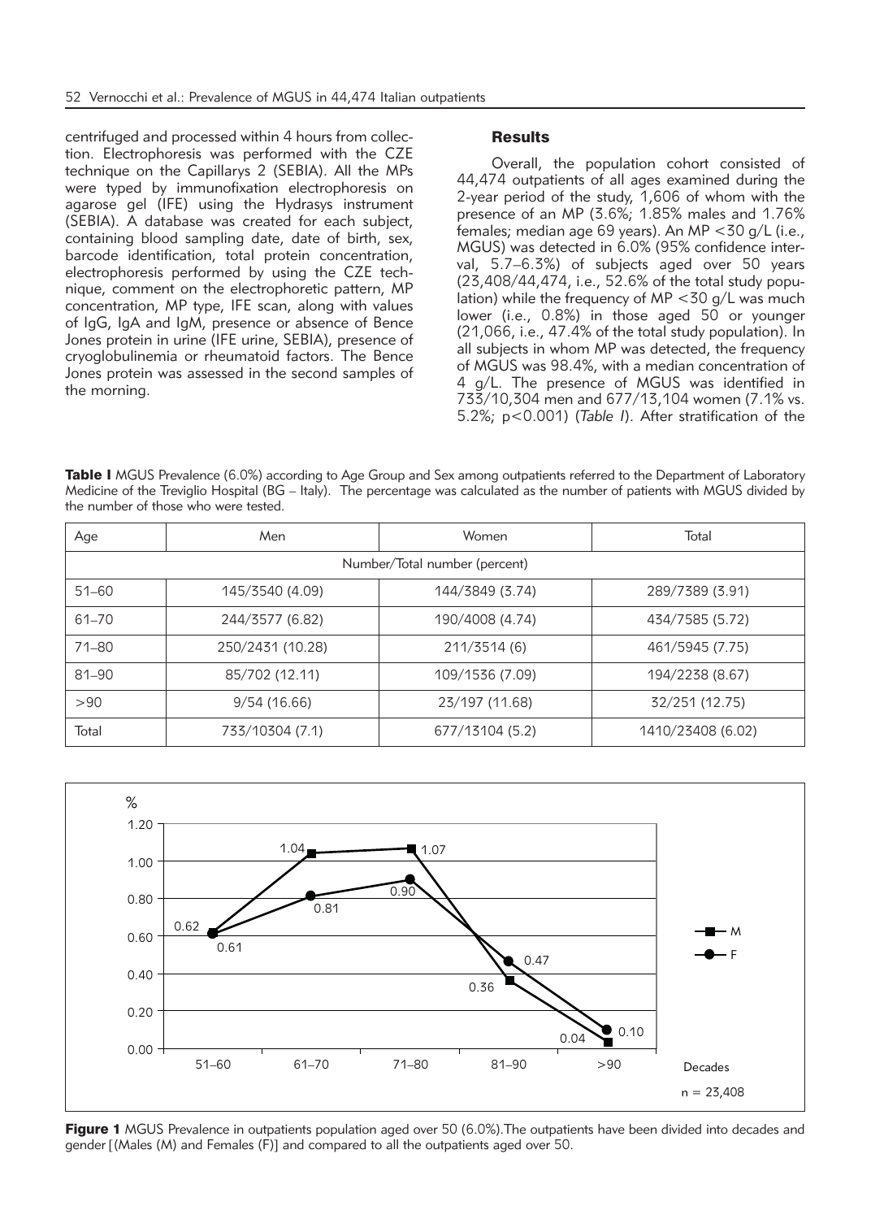centrifuged and processed within 4 hours from collection. Electrophoresis was performed with the CZE technique on the Capillarys 2 (SEBIA). All the MPs were typed by immunofixation electrophoresis on agarose gel (IFE) using the Hydrasys instrument (SEBIA). A database was created for each subject, containing blood sampling date, date of birth, sex, barcode identification, total protein concentration, electrophoresis performed by using the CZE technique, comment on the electrophoretic pattern, MP concentration, MP type, IFE scan, along with values of IgG, IgA and IgM, presence or absence of Bence Jones protein in urine (IFE urine, SEBIA), presence of cryoglobulinemia or rheumatoid factors. The Bence Jones protein was assessed in the second samples of the morning.

## Results

Overall, the population cohort consisted of 44,474 outpatients of all ages examined during the 2-year period of the study, 1,606 of whom with the presence of an MP (3.6%; 1.85% males and 1.76% females; median age 69 years). An MP <30 g/L (i.e., MGUS) was detected in 6.0% (95% confidence interval, 5.7–6.3%) of subjects aged over 50 years (23,408/44,474, i.e., 52.6% of the total study population) while the frequency of MP <30 g/L was much lower (i.e., 0.8%) in those aged 50 or younger (21,066, i.e., 47.4% of the total study population). In all subjects in whom MP was detected, the frequency of MGUS was 98.4%, with a median concentration of 4 g/L. The presence of MGUS was identified in 733/10,304 men and 677/13,104 women (7.1% vs. 5.2%; $p<0.001$) (*Table I*). After stratification of the

**Table I** MGUS Prevalence (6.0%) according to Age Group and Sex among outpatients referred to the Department of Laboratory Medicine of the Treviglio Hospital (BG – Italy). The percentage was calculated as the number of patients with MGUS divided by the number of those who were tested.

| Age | Men | Women | Total |
|---|---|---|---|
| | Number/Total number (percent) | | |
| 51–60 | 145/3540 (4.09) | 144/3849 (3.74) | 289/7389 (3.91) |
| 61–70 | 244/3577 (6.82) | 190/4008 (4.74) | 434/7585 (5.72) |
| 71–80 | 250/2431 (10.28) | 211/3514 (6) | 461/5945 (7.75) |
| 81–90 | 85/702 (12.11) | 109/1536 (7.09) | 194/2238 (8.67) |
| >90 | 9/54 (16.66) | 23/197 (11.68) | 32/251 (12.75) |
| Total | 733/10304 (7.1) | 677/13104 (5.2) | 1410/23408 (6.02) |

**Figure 1** MGUS Prevalence in outpatients population aged over 50 (6.0%).The outpatients have been divided into decades and gender [(Males (M) and Females (F)] and compared to all the outpatients aged over 50.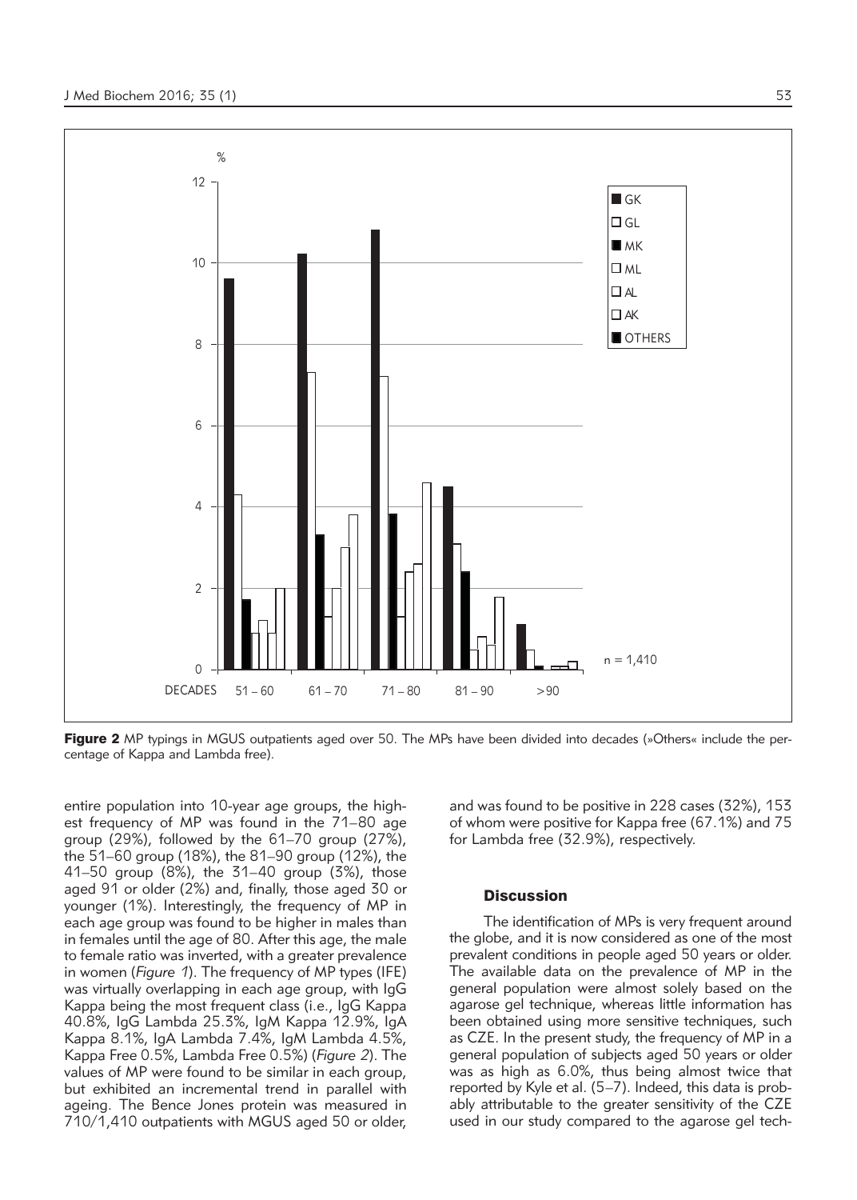**Figure 2** MP typings in MGUS outpatients aged over 50. The MPs have been divided into decades (»Others« include the percentage of Kappa and Lambda free).

entire population into 10-year age groups, the highest frequency of MP was found in the 71–80 age group (29%), followed by the 61–70 group (27%), the 51–60 group (18%), the 81–90 group (12%), the 41–50 group (8%), the 31–40 group (3%), those aged 91 or older (2%) and, finally, those aged 30 or younger (1%). Interestingly, the frequency of MP in each age group was found to be higher in males than in females until the age of 80. After this age, the male to female ratio was inverted, with a greater prevalence in women (*Figure 1*). The frequency of MP types (IFE) was virtually overlapping in each age group, with IgG Kappa being the most frequent class (i.e., IgG Kappa 40.8%, IgG Lambda 25.3%, IgM Kappa 12.9%, IgA Kappa 8.1%, IgA Lambda 7.4%, IgM Lambda 4.5%, Kappa Free 0.5%, Lambda Free 0.5%) (*Figure 2*). The values of MP were found to be similar in each group, but exhibited an incremental trend in parallel with ageing. The Bence Jones protein was measured in 710/1,410 outpatients with MGUS aged 50 or older, and was found to be positive in 228 cases (32%), 153 of whom were positive for Kappa free (67.1%) and 75 for Lambda free (32.9%), respectively.

## Discussion

The identification of MPs is very frequent around the globe, and it is now considered as one of the most prevalent conditions in people aged 50 years or older. The available data on the prevalence of MP in the general population were almost solely based on the agarose gel technique, whereas little information has been obtained using more sensitive techniques, such as CZE. In the present study, the frequency of MP in a general population of subjects aged 50 years or older was as high as 6.0%, thus being almost twice that reported by Kyle et al. (5–7). Indeed, this data is probably attributable to the greater sensitivity of the CZE used in our study compared to the agarose gel tech-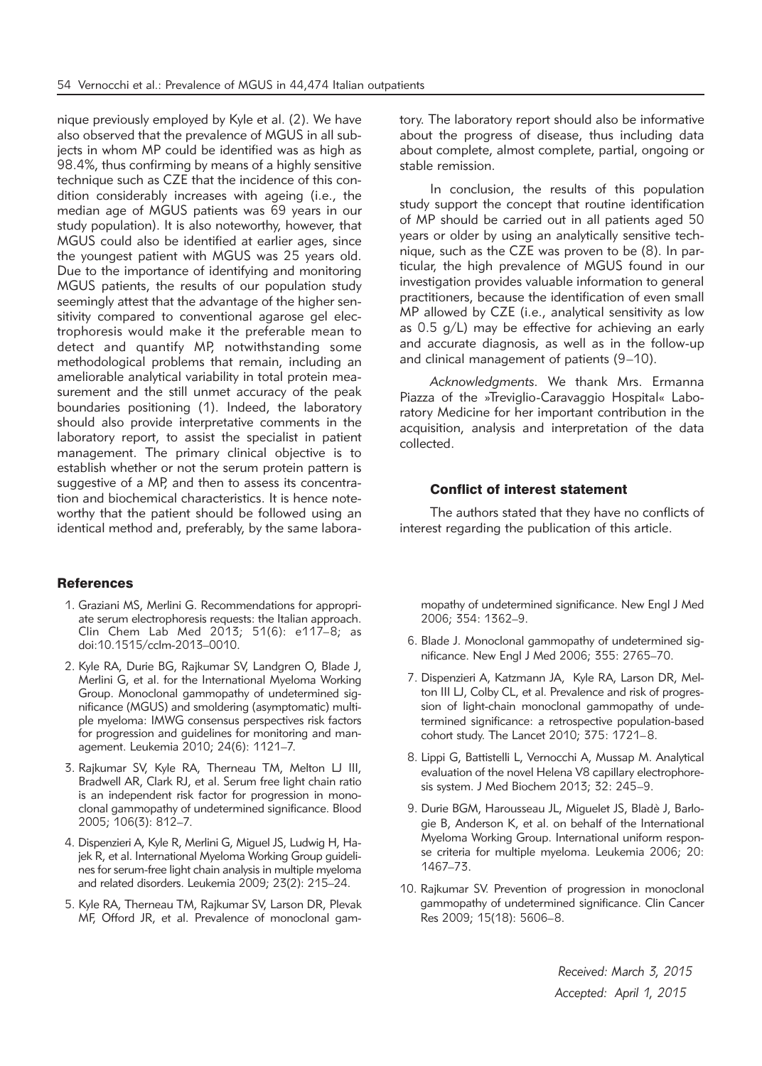nique previously employed by Kyle et al. (2). We have also observed that the prevalence of MGUS in all subjects in whom MP could be identified was as high as 98.4%, thus confirming by means of a highly sensitive technique such as CZE that the incidence of this condition considerably increases with ageing (i.e., the median age of MGUS patients was 69 years in our study population). It is also noteworthy, however, that MGUS could also be identified at earlier ages, since the youngest patient with MGUS was 25 years old. Due to the importance of identifying and monitoring MGUS patients, the results of our population study seemingly attest that the advantage of the higher sensitivity compared to conventional agarose gel electrophoresis would make it the preferable mean to detect and quantify MP, notwithstanding some methodological problems that remain, including an ameliorable analytical variability in total protein measurement and the still unmet accuracy of the peak boundaries positioning (1). Indeed, the laboratory should also provide interpretative comments in the laboratory report, to assist the specialist in patient management. The primary clinical objective is to establish whether or not the serum protein pattern is suggestive of a MP, and then to assess its concentration and biochemical characteristics. It is hence noteworthy that the patient should be followed using an identical method and, preferably, by the same laboratory. The laboratory report should also be informative about the progress of disease, thus including data about complete, almost complete, partial, ongoing or stable remission.

In conclusion, the results of this population study support the concept that routine identification of MP should be carried out in all patients aged 50 years or older by using an analytically sensitive technique, such as the CZE was proven to be (8). In particular, the high prevalence of MGUS found in our investigation provides valuable information to general practitioners, because the identification of even small MP allowed by CZE (i.e., analytical sensitivity as low as 0.5 g/L) may be effective for achieving an early and accurate diagnosis, as well as in the follow-up and clinical management of patients (9–10).

*Acknowledgments.* We thank Mrs. Ermanna Piazza of the »Treviglio-Caravaggio Hospital« Laboratory Medicine for her important contribution in the acquisition, analysis and interpretation of the data collected.

### Conflict of interest statement

The authors stated that they have no conflicts of interest regarding the publication of this article.

## References

1. Graziani MS, Merlini G. Recommendations for appropriate serum electrophoresis requests: the Italian approach. Clin Chem Lab Med 2013; 51(6): e117–8; as doi:10.1515/cclm-2013–0010.
2. Kyle RA, Durie BG, Rajkumar SV, Landgren O, Blade J, Merlini G, et al. for the International Myeloma Working Group. Monoclonal gammopathy of undetermined significance (MGUS) and smoldering (asymptomatic) multiple myeloma: IMWG consensus perspectives risk factors for progression and guidelines for monitoring and management. Leukemia 2010; 24(6): 1121–7.
3. Rajkumar SV, Kyle RA, Therneau TM, Melton LJ III, Bradwell AR, Clark RJ, et al. Serum free light chain ratio is an independent risk factor for progression in monoclonal gammopathy of undetermined significance. Blood 2005; 106(3): 812–7.
4. Dispenzieri A, Kyle R, Merlini G, Miguel JS, Ludwig H, Hajek R, et al. International Myeloma Working Group guidelines for serum-free light chain analysis in multiple myeloma and related disorders. Leukemia 2009; 23(2): 215–24.
5. Kyle RA, Therneau TM, Rajkumar SV, Larson DR, Plevak MF, Offord JR, et al. Prevalence of monoclonal gammopathy of undetermined significance. New Engl J Med 2006; 354: 1362–9.
6. Blade J. Monoclonal gammopathy of undetermined significance. New Engl J Med 2006; 355: 2765–70.
7. Dispenzieri A, Katzmann JA, Kyle RA, Larson DR, Melton III LJ, Colby CL, et al. Prevalence and risk of progression of light-chain monoclonal gammopathy of undetermined significance: a retrospective population-based cohort study. The Lancet 2010; 375: 1721–8.
8. Lippi G, Battistelli L, Vernocchi A, Mussap M. Analytical evaluation of the novel Helena V8 capillary electrophoresis system. J Med Biochem 2013; 32: 245–9.
9. Durie BGM, Harousseau JL, Miguelet JS, Bladè J, Barlogie B, Anderson K, et al. on behalf of the International Myeloma Working Group. International uniform response criteria for multiple myeloma. Leukemia 2006; 20: 1467–73.
10. Rajkumar SV. Prevention of progression in monoclonal gammopathy of undetermined significance. Clin Cancer Res 2009; 15(18): 5606–8.

*Received: March 3, 2015*
*Accepted: April 1, 2015*